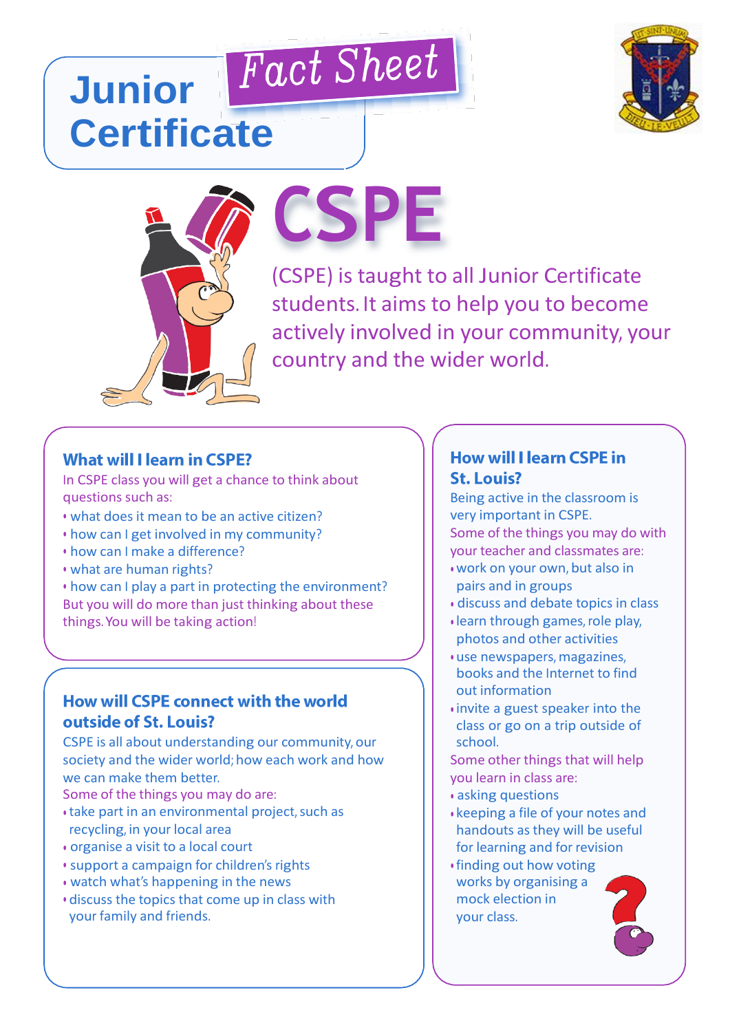# Junior Certificate

## Fact Sheet

# CSPE

(CSPE) is taught to all Junior Certificate students. It aims to help you to become actively involved in your community, your country and the wider world.

### What will I learn in CSPE?

In CSPE class you will get a chance to think about questions such as:

- what does it mean to be an active citizen?
- how can I get involved in my community?
- how can I make a difference?
- what are human rights?
- how can I play a part in protecting the environment?

But you will do more than just thinking about these things. You will be taking action!

### How will CSPE connect with the world outside of St. Louis?

CSPE is all about understanding our community, our society and the wider world; how each work and how we can make them better.

Some of the things you may do are:

- take part in an environmental project, such as recycling, in your local area
- organise a visit to a local court
- support a campaign for children's rights
- watch what's happening in the news
- discuss the topics that come up in class with your family and friends.

### How will I learn CSPE in St. Louis?

Being active in the classroom is very important in CSPE.

Some of the things you may do with your teacher and classmates are:

- work on your own, but also in pairs and in groups
- discuss and debate topics in class
- learn through games, role play, photos and other activities
- use newspapers, magazines, books and the Internet to find out information
- invite a guest speaker into the class or go on a trip outside of school.

Some other things that will help you learn in class are:

- asking questions
- keeping a file of your notes and handouts as they will be useful for learning and for revision
- finding out how voting works by organising a mock election in your class.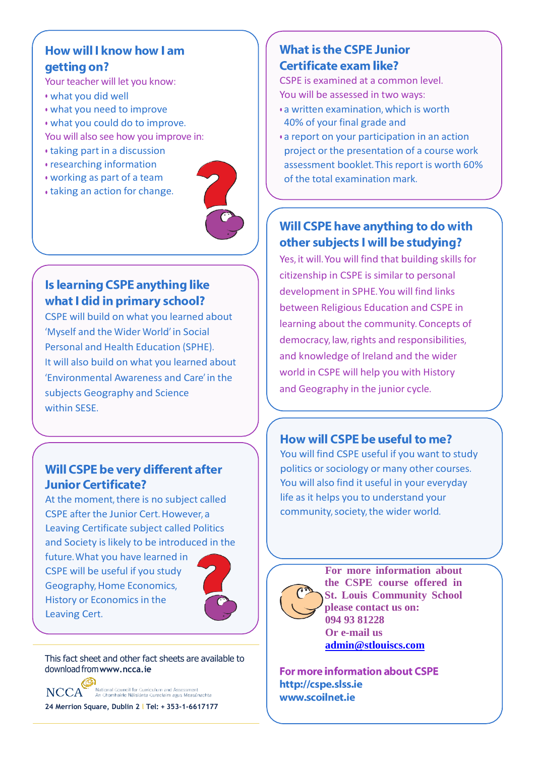## How will I know how I am getting on?

Your teacher will let you know:

- what you did well
- what you need to improve
- what you could do to improve.

You will also see how you improve in:

- taking part in a discussion
- researching information
- working as part of a team
- taking an action for change.

## Is learning CSPE anything like what I did in primary school?

CSPE will build on what you learned about 'Myself and the Wider World' in Social Personal and Health Education (SPHE). It will also build on what you learned about 'Environmental Awareness and Care' in the subjects Geography and Science within SESE.

## Will CSPE be very different after Junior Certificate?

At the moment, there is no subject called CSPE after the Junior Cert. However, a Leaving Certificate subject called Politics and Society is likely to be introduced in the future. What you have learned in CSPE will be useful if you study Geography, Home Economics, History or Economics in the Leaving Cert.

This fact sheet and other fact sheets are available to download from **www.ncca.ie**

NCCA National Council for Curriculum and Assessment
An Chomhairle Náisiúnta Curaclaim agus Measúnachta

**24 Merrion Square, Dublin 2 | Tel: + 353-1-6617177**

## What is the CSPE Junior Certificate exam like?

CSPE is examined at a common level.
You will be assessed in two ways:

- a written examination, which is worth 40% of your final grade and
- a report on your participation in an action project or the presentation of a course work assessment booklet. This report is worth 60% of the total examination mark.

## Will CSPE have anything to do with other subjects I will be studying?

Yes, it will. You will find that building skills for citizenship in CSPE is similar to personal development in SPHE. You will find links between Religious Education and CSPE in learning about the community. Concepts of democracy, law, rights and responsibilities, and knowledge of Ireland and the wider world in CSPE will help you with History and Geography in the junior cycle.

## How will CSPE be useful to me?

You will find CSPE useful if you want to study politics or sociology or many other courses. You will also find it useful in your everyday life as it helps you to understand your community, society, the wider world.

**For more information about the CSPE course offered in St. Louis Community School please contact us on:**
**094 93 81228**
**Or e-mail us**
**admin@stlouiscs.com**

**For more information about CSPE**
**http://cspe.slss.ie**
**www.scoilnet.ie**